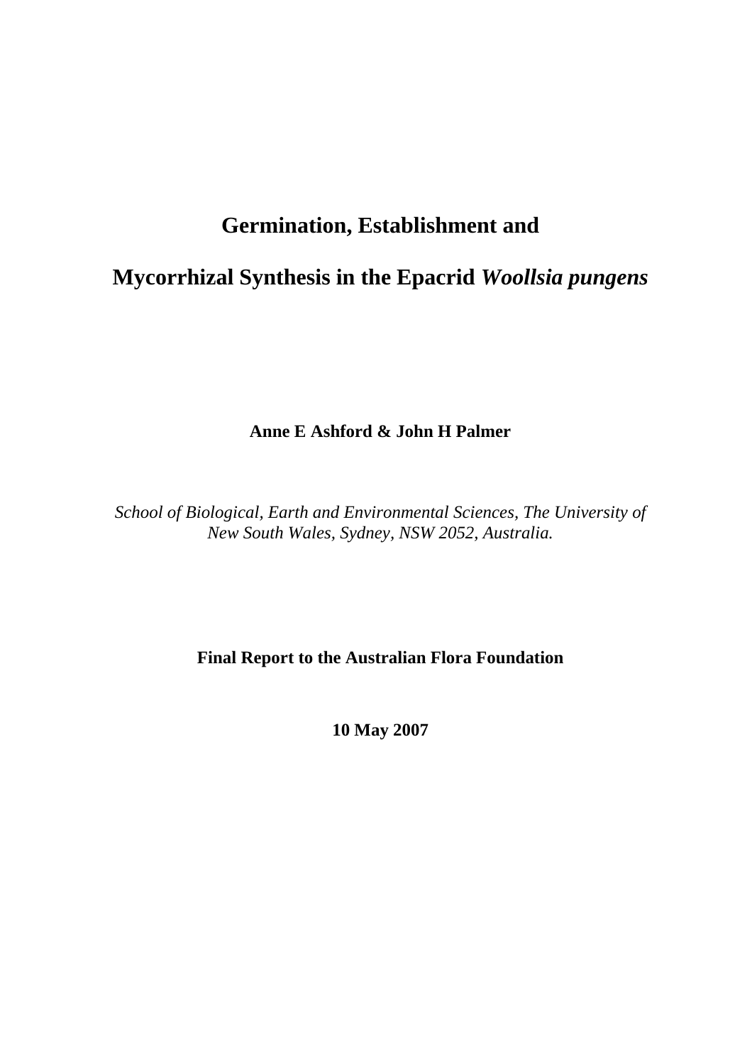# Germination, Establishment and

# Mycorrhizal Synthesis in the Epacrid *Woollsia pungens*

**Anne E Ashford & John H Palmer**

*School of Biological, Earth and Environmental Sciences, The University of New South Wales, Sydney, NSW 2052, Australia.*

**Final Report to the Australian Flora Foundation**

**10 May 2007**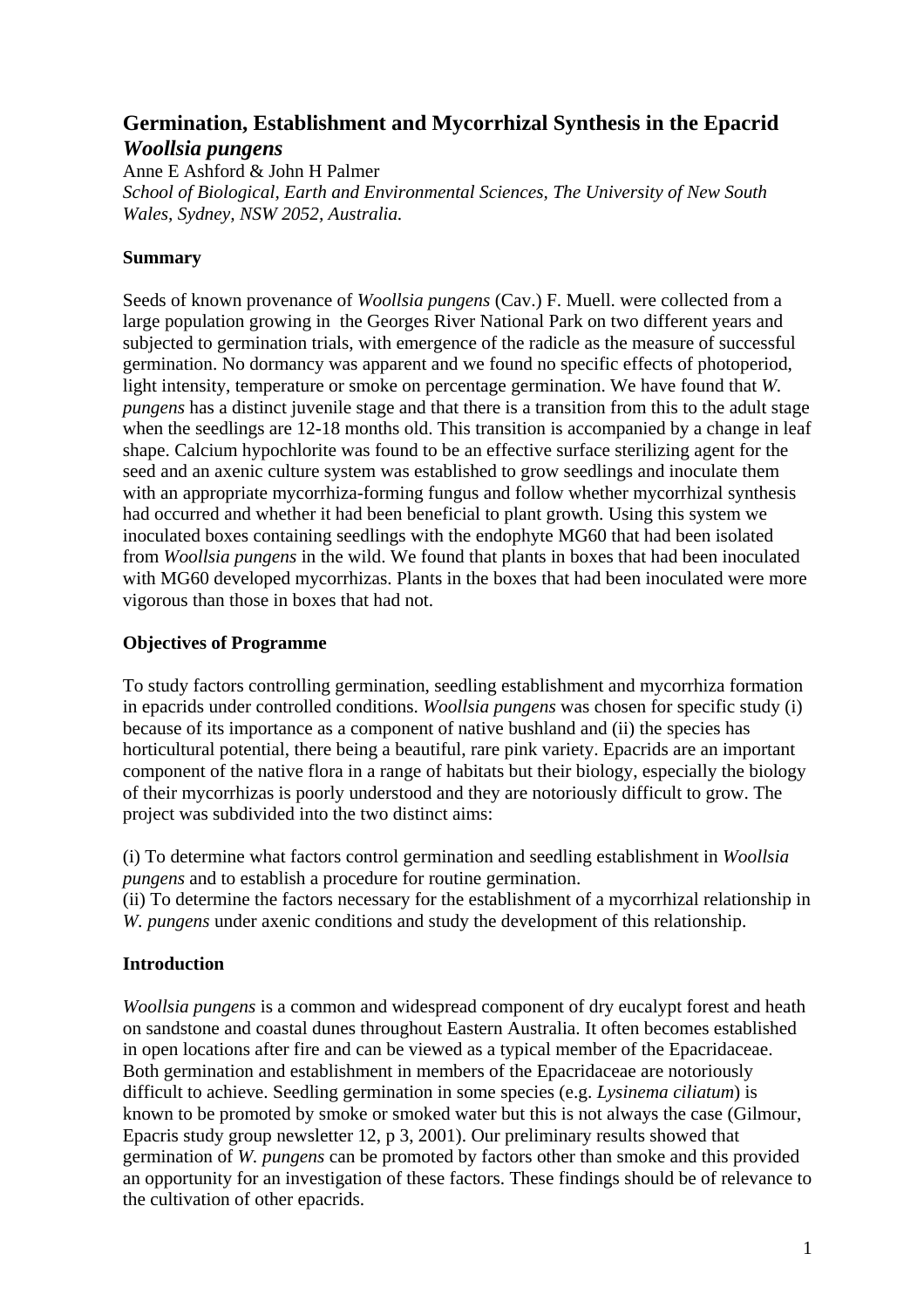# Germination, Establishment and Mycorrhizal Synthesis in the Epacrid *Woollsia pungens*

Anne E Ashford & John H Palmer

*School of Biological, Earth and Environmental Sciences, The University of New South Wales, Sydney, NSW 2052, Australia.*

## Summary

Seeds of known provenance of *Woollsia pungens* (Cav.) F. Muell. were collected from a large population growing in the Georges River National Park on two different years and subjected to germination trials, with emergence of the radicle as the measure of successful germination. No dormancy was apparent and we found no specific effects of photoperiod, light intensity, temperature or smoke on percentage germination. We have found that *W. pungens* has a distinct juvenile stage and that there is a transition from this to the adult stage when the seedlings are 12-18 months old. This transition is accompanied by a change in leaf shape. Calcium hypochlorite was found to be an effective surface sterilizing agent for the seed and an axenic culture system was established to grow seedlings and inoculate them with an appropriate mycorrhiza-forming fungus and follow whether mycorrhizal synthesis had occurred and whether it had been beneficial to plant growth. Using this system we inoculated boxes containing seedlings with the endophyte MG60 that had been isolated from *Woollsia pungens* in the wild. We found that plants in boxes that had been inoculated with MG60 developed mycorrhizas. Plants in the boxes that had been inoculated were more vigorous than those in boxes that had not.

## Objectives of Programme

To study factors controlling germination, seedling establishment and mycorrhiza formation in epacrids under controlled conditions. *Woollsia pungens* was chosen for specific study (i) because of its importance as a component of native bushland and (ii) the species has horticultural potential, there being a beautiful, rare pink variety. Epacrids are an important component of the native flora in a range of habitats but their biology, especially the biology of their mycorrhizas is poorly understood and they are notoriously difficult to grow. The project was subdivided into the two distinct aims:

(i) To determine what factors control germination and seedling establishment in *Woollsia pungens* and to establish a procedure for routine germination.
(ii) To determine the factors necessary for the establishment of a mycorrhizal relationship in *W. pungens* under axenic conditions and study the development of this relationship.

## Introduction

*Woollsia pungens* is a common and widespread component of dry eucalypt forest and heath on sandstone and coastal dunes throughout Eastern Australia. It often becomes established in open locations after fire and can be viewed as a typical member of the Epacridaceae. Both germination and establishment in members of the Epacridaceae are notoriously difficult to achieve. Seedling germination in some species (e.g. *Lysinema ciliatum*) is known to be promoted by smoke or smoked water but this is not always the case (Gilmour, Epacris study group newsletter 12, p 3, 2001). Our preliminary results showed that germination of *W. pungens* can be promoted by factors other than smoke and this provided an opportunity for an investigation of these factors. These findings should be of relevance to the cultivation of other epacrids.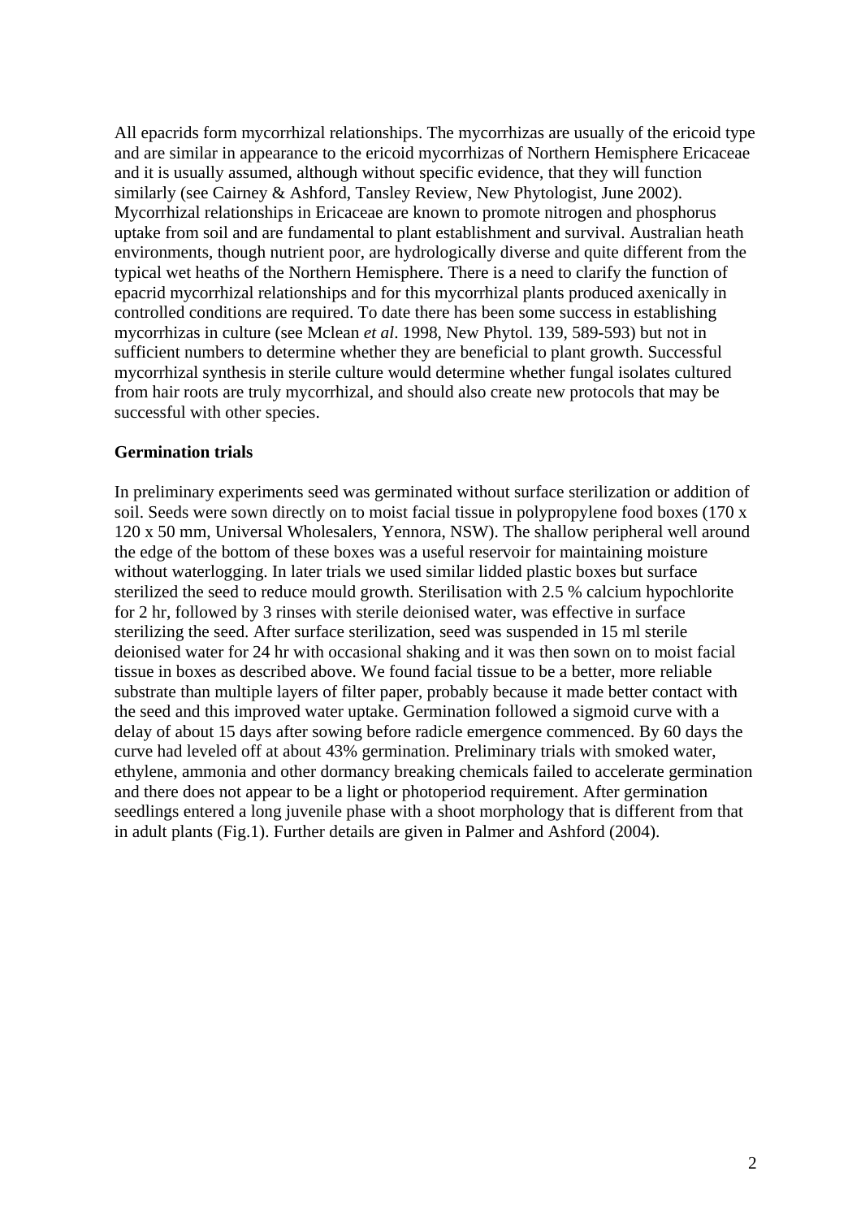All epacrids form mycorrhizal relationships. The mycorrhizas are usually of the ericoid type and are similar in appearance to the ericoid mycorrhizas of Northern Hemisphere Ericaceae and it is usually assumed, although without specific evidence, that they will function similarly (see Cairney & Ashford, Tansley Review, New Phytologist, June 2002). Mycorrhizal relationships in Ericaceae are known to promote nitrogen and phosphorus uptake from soil and are fundamental to plant establishment and survival. Australian heath environments, though nutrient poor, are hydrologically diverse and quite different from the typical wet heaths of the Northern Hemisphere. There is a need to clarify the function of epacrid mycorrhizal relationships and for this mycorrhizal plants produced axenically in controlled conditions are required. To date there has been some success in establishing mycorrhizas in culture (see Mclean *et al*. 1998, New Phytol. 139, 589-593) but not in sufficient numbers to determine whether they are beneficial to plant growth. Successful mycorrhizal synthesis in sterile culture would determine whether fungal isolates cultured from hair roots are truly mycorrhizal, and should also create new protocols that may be successful with other species.

**Germination trials**

In preliminary experiments seed was germinated without surface sterilization or addition of soil. Seeds were sown directly on to moist facial tissue in polypropylene food boxes (170 x 120 x 50 mm, Universal Wholesalers, Yennora, NSW). The shallow peripheral well around the edge of the bottom of these boxes was a useful reservoir for maintaining moisture without waterlogging. In later trials we used similar lidded plastic boxes but surface sterilized the seed to reduce mould growth. Sterilisation with 2.5 % calcium hypochlorite for 2 hr, followed by 3 rinses with sterile deionised water, was effective in surface sterilizing the seed. After surface sterilization, seed was suspended in 15 ml sterile deionised water for 24 hr with occasional shaking and it was then sown on to moist facial tissue in boxes as described above. We found facial tissue to be a better, more reliable substrate than multiple layers of filter paper, probably because it made better contact with the seed and this improved water uptake. Germination followed a sigmoid curve with a delay of about 15 days after sowing before radicle emergence commenced. By 60 days the curve had leveled off at about 43% germination. Preliminary trials with smoked water, ethylene, ammonia and other dormancy breaking chemicals failed to accelerate germination and there does not appear to be a light or photoperiod requirement. After germination seedlings entered a long juvenile phase with a shoot morphology that is different from that in adult plants (Fig.1). Further details are given in Palmer and Ashford (2004).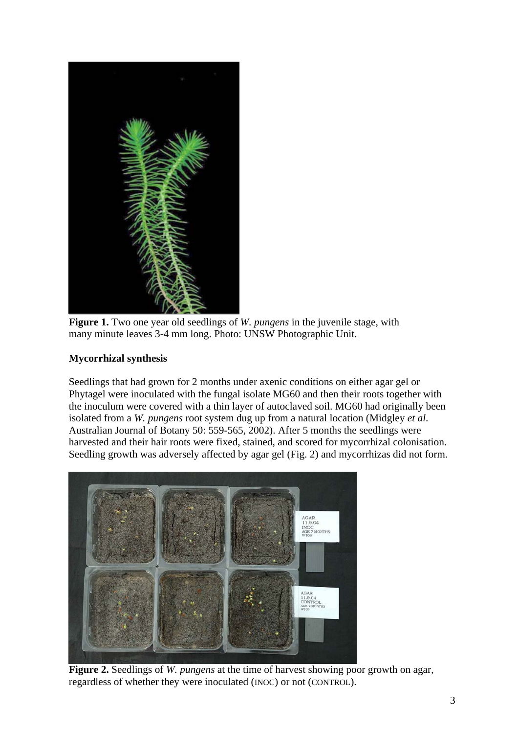**Figure 1.** Two one year old seedlings of *W. pungens* in the juvenile stage, with many minute leaves 3-4 mm long. Photo: UNSW Photographic Unit.

**Mycorrhizal synthesis**

Seedlings that had grown for 2 months under axenic conditions on either agar gel or Phytagel were inoculated with the fungal isolate MG60 and then their roots together with the inoculum were covered with a thin layer of autoclaved soil. MG60 had originally been isolated from a *W. pungens* root system dug up from a natural location (Midgley *et al*. Australian Journal of Botany 50: 559-565, 2002). After 5 months the seedlings were harvested and their hair roots were fixed, stained, and scored for mycorrhizal colonisation. Seedling growth was adversely affected by agar gel (Fig. 2) and mycorrhizas did not form.

**Figure 2.** Seedlings of *W. pungens* at the time of harvest showing poor growth on agar, regardless of whether they were inoculated (INOC) or not (CONTROL).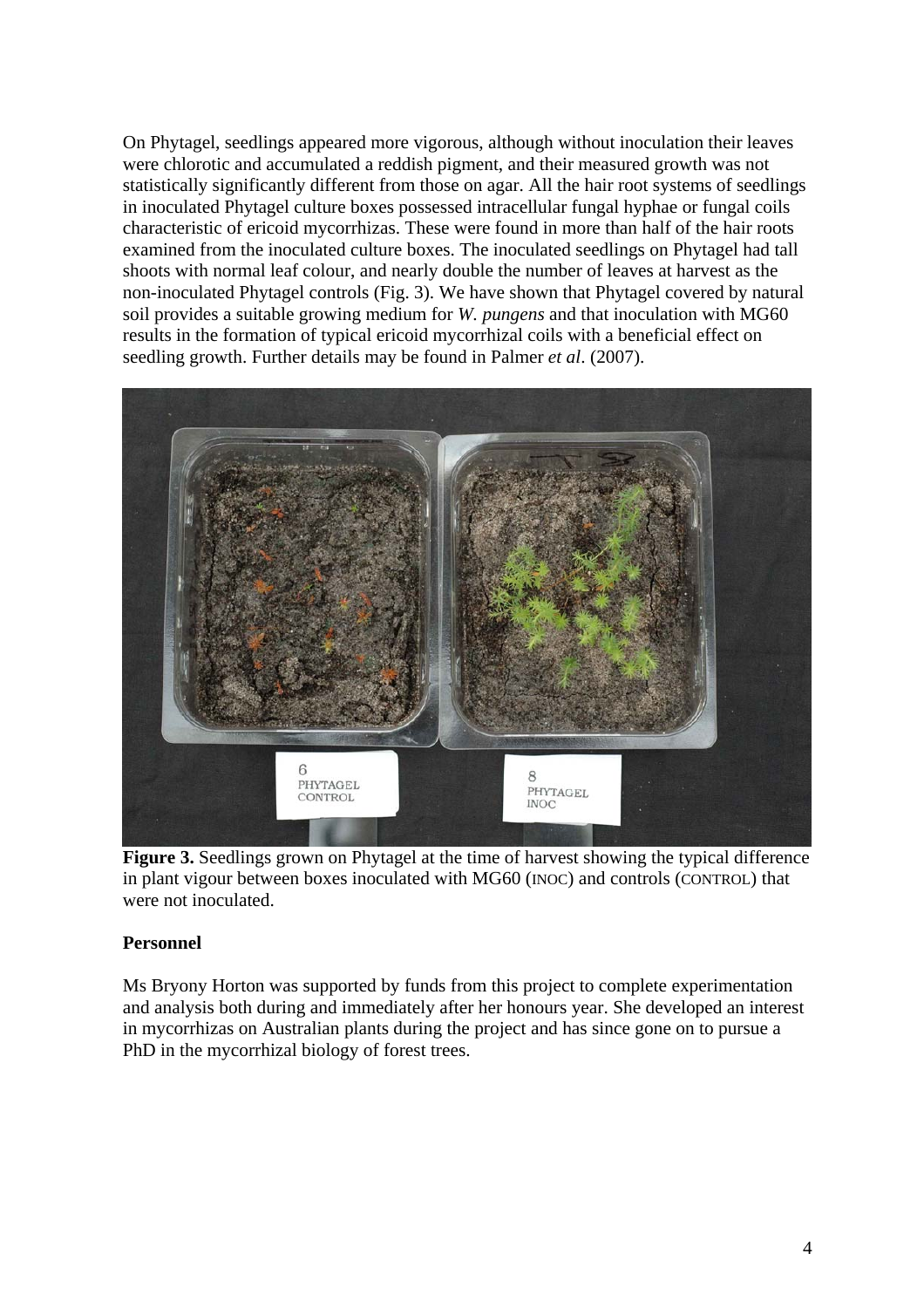On Phytagel, seedlings appeared more vigorous, although without inoculation their leaves were chlorotic and accumulated a reddish pigment, and their measured growth was not statistically significantly different from those on agar. All the hair root systems of seedlings in inoculated Phytagel culture boxes possessed intracellular fungal hyphae or fungal coils characteristic of ericoid mycorrhizas. These were found in more than half of the hair roots examined from the inoculated culture boxes. The inoculated seedlings on Phytagel had tall shoots with normal leaf colour, and nearly double the number of leaves at harvest as the non-inoculated Phytagel controls (Fig. 3). We have shown that Phytagel covered by natural soil provides a suitable growing medium for *W. pungens* and that inoculation with MG60 results in the formation of typical ericoid mycorrhizal coils with a beneficial effect on seedling growth. Further details may be found in Palmer *et al*. (2007).

**Figure 3.** Seedlings grown on Phytagel at the time of harvest showing the typical difference in plant vigour between boxes inoculated with MG60 (INOC) and controls (CONTROL) that were not inoculated.

**Personnel**

Ms Bryony Horton was supported by funds from this project to complete experimentation and analysis both during and immediately after her honours year. She developed an interest in mycorrhizas on Australian plants during the project and has since gone on to pursue a PhD in the mycorrhizal biology of forest trees.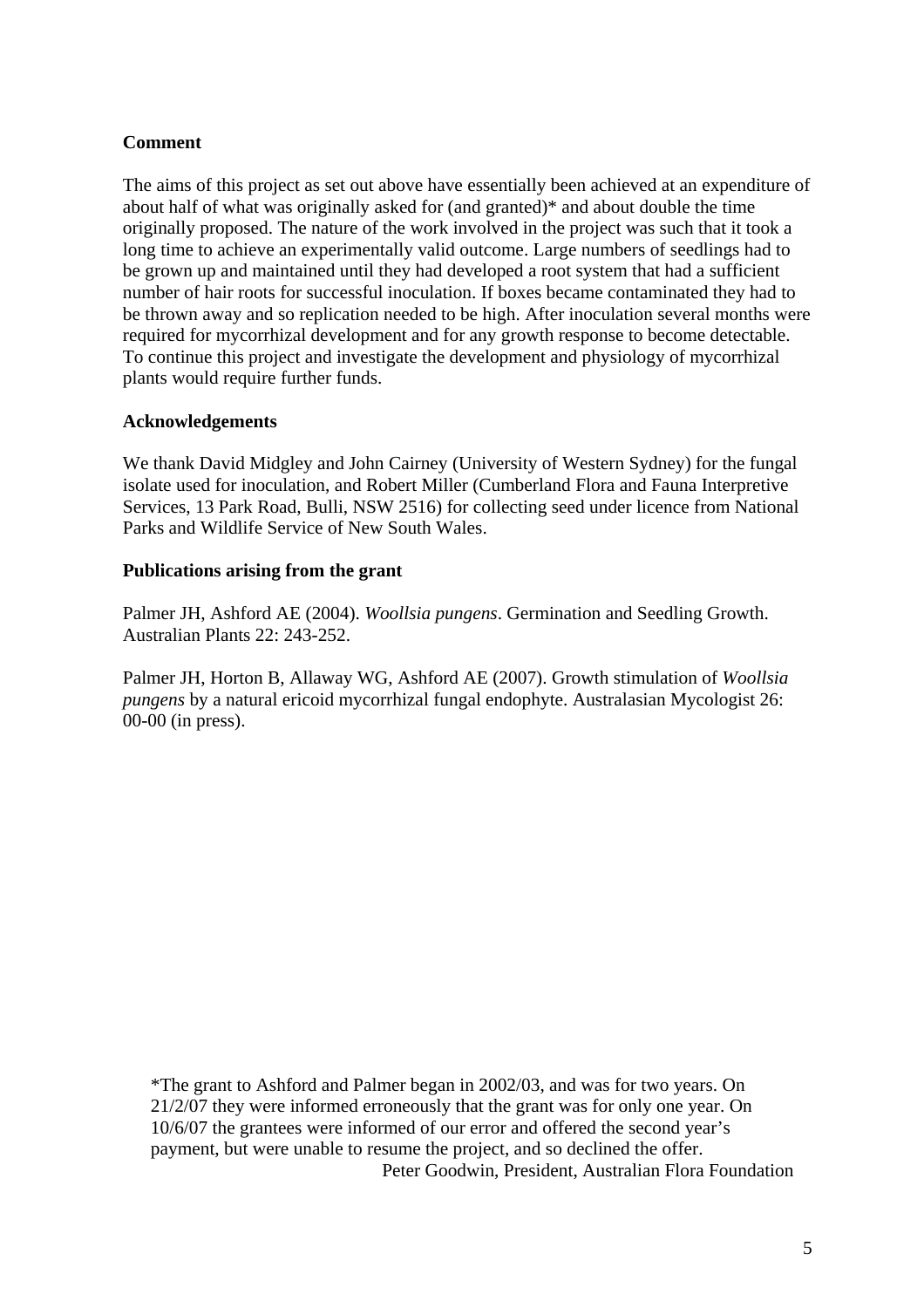**Comment**

The aims of this project as set out above have essentially been achieved at an expenditure of about half of what was originally asked for (and granted)* and about double the time originally proposed. The nature of the work involved in the project was such that it took a long time to achieve an experimentally valid outcome. Large numbers of seedlings had to be grown up and maintained until they had developed a root system that had a sufficient number of hair roots for successful inoculation. If boxes became contaminated they had to be thrown away and so replication needed to be high. After inoculation several months were required for mycorrhizal development and for any growth response to become detectable. To continue this project and investigate the development and physiology of mycorrhizal plants would require further funds.

**Acknowledgements**

We thank David Midgley and John Cairney (University of Western Sydney) for the fungal isolate used for inoculation, and Robert Miller (Cumberland Flora and Fauna Interpretive Services, 13 Park Road, Bulli, NSW 2516) for collecting seed under licence from National Parks and Wildlife Service of New South Wales.

**Publications arising from the grant**

Palmer JH, Ashford AE (2004). *Woollsia pungens*. Germination and Seedling Growth. Australian Plants 22: 243-252.

Palmer JH, Horton B, Allaway WG, Ashford AE (2007). Growth stimulation of *Woollsia pungens* by a natural ericoid mycorrhizal fungal endophyte. Australasian Mycologist 26: 00-00 (in press).

*The grant to Ashford and Palmer began in 2002/03, and was for two years. On 21/2/07 they were informed erroneously that the grant was for only one year. On 10/6/07 the grantees were informed of our error and offered the second year's payment, but were unable to resume the project, and so declined the offer.

Peter Goodwin, President, Australian Flora Foundation